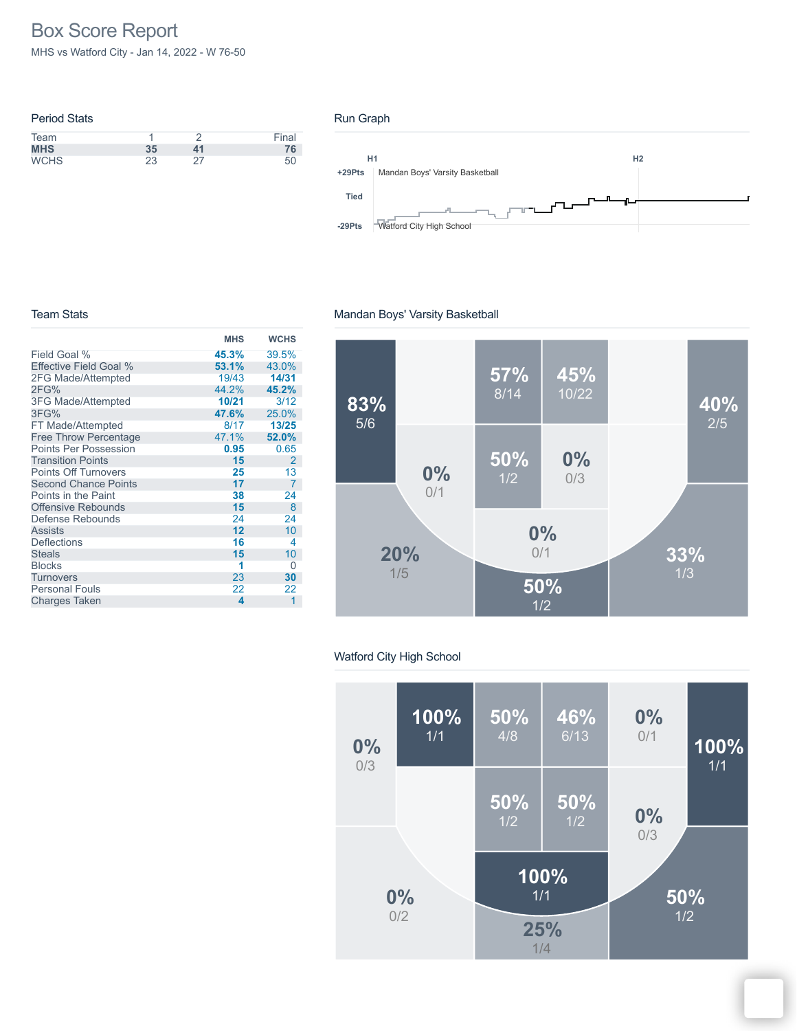# Box Score Report

MHS vs Watford City - Jan 14, 2022 - W 76-50

## Period Stats

| Team | 1 | 2 | Final |
|---|---|---|---|
| **MHS** | **35** | **41** | **76** |
| WCHS | 23 | 27 | 50 |

## Run Graph

H1 H2

+29Pts Mandan Boys' Varsity Basketball

Tied

-29Pts Watford City High School

## Team Stats

| | MHS | WCHS |
|---|---|---|
| Field Goal % | **45.3%** | 39.5% |
| Effective Field Goal % | **53.1%** | 43.0% |
| 2FG Made/Attempted | 19/43 | **14/31** |
| 2FG% | 44.2% | **45.2%** |
| 3FG Made/Attempted | **10/21** | 3/12 |
| 3FG% | **47.6%** | 25.0% |
| FT Made/Attempted | 8/17 | **13/25** |
| Free Throw Percentage | 47.1% | **52.0%** |
| Points Per Possession | **0.95** | 0.65 |
| Transition Points | **15** | 2 |
| Points Off Turnovers | **25** | 13 |
| Second Chance Points | **17** | 7 |
| Points in the Paint | **38** | 24 |
| Offensive Rebounds | **15** | 8 |
| Defense Rebounds | 24 | 24 |
| Assists | **12** | 10 |
| Deflections | **16** | 4 |
| Steals | **15** | 10 |
| Blocks | **1** | 0 |
| Turnovers | 23 | **30** |
| Personal Fouls | 22 | 22 |
| Charges Taken | **4** | 1 |

## Mandan Boys' Varsity Basketball

83% 5/6

57% 8/14

45% 10/22

40% 2/5

0% 0/1

50% 1/2

0% 0/3

0% 0/1

20% 1/5

33% 1/3

50% 1/2

## Watford City High School

0% 0/3

100% 1/1

50% 4/8

46% 6/13

0% 0/1

100% 1/1

50% 1/2

50% 1/2

0% 0/3

100% 1/1

0% 0/2

50% 1/2

25% 1/4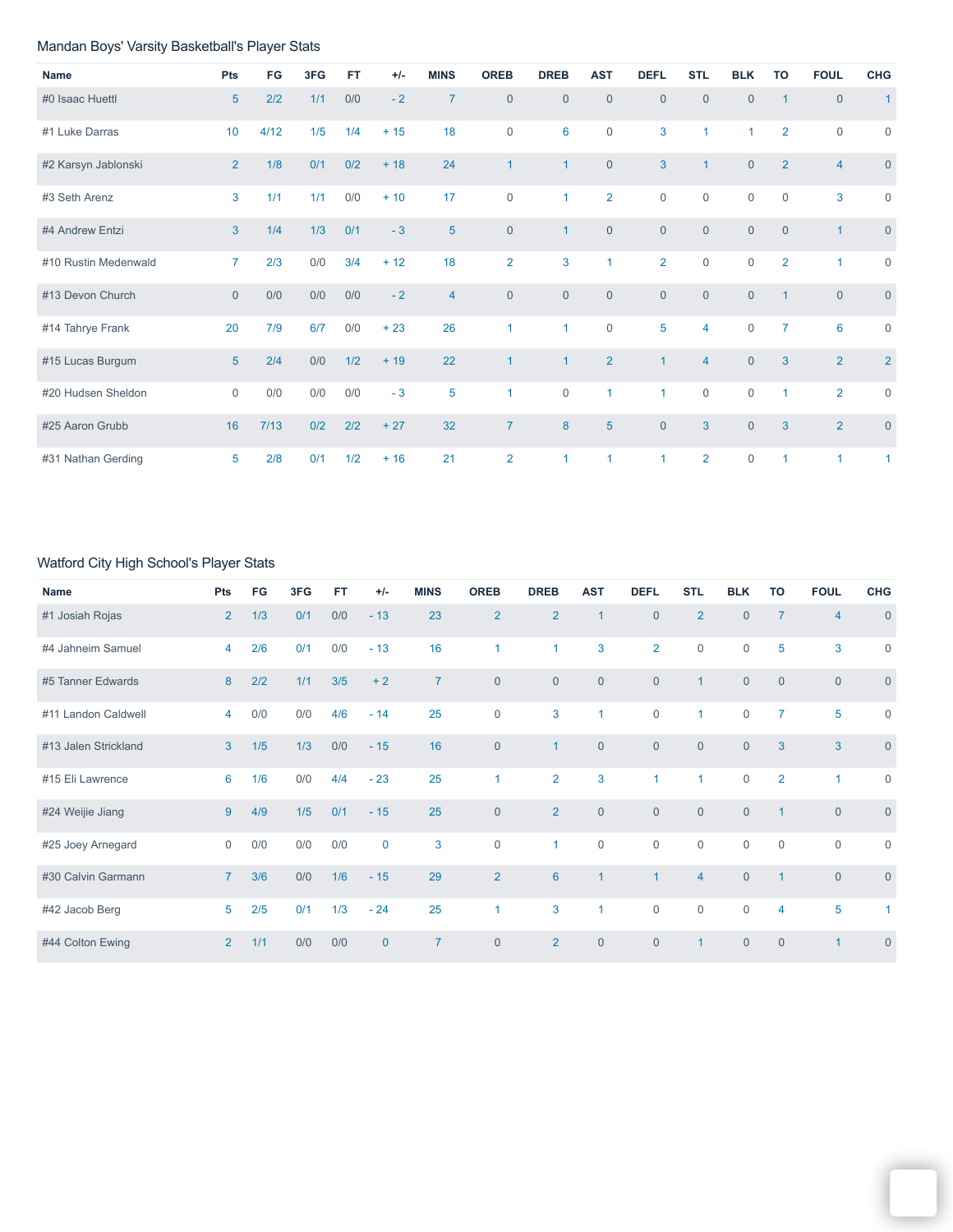Mandan Boys' Varsity Basketball's Player Stats

| Name | Pts | FG | 3FG | FT | +/- | MINS | OREB | DREB | AST | DEFL | STL | BLK | TO | FOUL | CHG |
|---|---|---|---|---|---|---|---|---|---|---|---|---|---|---|---|
| #0 Isaac Huettl | 5 | 2/2 | 1/1 | 0/0 | - 2 | 7 | 0 | 0 | 0 | 0 | 0 | 0 | 1 | 0 | 1 |
| #1 Luke Darras | 10 | 4/12 | 1/5 | 1/4 | + 15 | 18 | 0 | 6 | 0 | 3 | 1 | 1 | 2 | 0 | 0 |
| #2 Karsyn Jablonski | 2 | 1/8 | 0/1 | 0/2 | + 18 | 24 | 1 | 1 | 0 | 3 | 1 | 0 | 2 | 4 | 0 |
| #3 Seth Arenz | 3 | 1/1 | 1/1 | 0/0 | + 10 | 17 | 0 | 1 | 2 | 0 | 0 | 0 | 0 | 3 | 0 |
| #4 Andrew Entzi | 3 | 1/4 | 1/3 | 0/1 | - 3 | 5 | 0 | 1 | 0 | 0 | 0 | 0 | 0 | 1 | 0 |
| #10 Rustin Medenwald | 7 | 2/3 | 0/0 | 3/4 | + 12 | 18 | 2 | 3 | 1 | 2 | 0 | 0 | 2 | 1 | 0 |
| #13 Devon Church | 0 | 0/0 | 0/0 | 0/0 | - 2 | 4 | 0 | 0 | 0 | 0 | 0 | 0 | 1 | 0 | 0 |
| #14 Tahrye Frank | 20 | 7/9 | 6/7 | 0/0 | + 23 | 26 | 1 | 1 | 0 | 5 | 4 | 0 | 7 | 6 | 0 |
| #15 Lucas Burgum | 5 | 2/4 | 0/0 | 1/2 | + 19 | 22 | 1 | 1 | 2 | 1 | 4 | 0 | 3 | 2 | 2 |
| #20 Hudsen Sheldon | 0 | 0/0 | 0/0 | 0/0 | - 3 | 5 | 1 | 0 | 1 | 1 | 0 | 0 | 1 | 2 | 0 |
| #25 Aaron Grubb | 16 | 7/13 | 0/2 | 2/2 | + 27 | 32 | 7 | 8 | 5 | 0 | 3 | 0 | 3 | 2 | 0 |
| #31 Nathan Gerding | 5 | 2/8 | 0/1 | 1/2 | + 16 | 21 | 2 | 1 | 1 | 1 | 2 | 0 | 1 | 1 | 1 |

Watford City High School's Player Stats

| Name | Pts | FG | 3FG | FT | +/- | MINS | OREB | DREB | AST | DEFL | STL | BLK | TO | FOUL | CHG |
|---|---|---|---|---|---|---|---|---|---|---|---|---|---|---|---|
| #1 Josiah Rojas | 2 | 1/3 | 0/1 | 0/0 | - 13 | 23 | 2 | 2 | 1 | 0 | 2 | 0 | 7 | 4 | 0 |
| #4 Jahneim Samuel | 4 | 2/6 | 0/1 | 0/0 | - 13 | 16 | 1 | 1 | 3 | 2 | 0 | 0 | 5 | 3 | 0 |
| #5 Tanner Edwards | 8 | 2/2 | 1/1 | 3/5 | + 2 | 7 | 0 | 0 | 0 | 0 | 1 | 0 | 0 | 0 | 0 |
| #11 Landon Caldwell | 4 | 0/0 | 0/0 | 4/6 | - 14 | 25 | 0 | 3 | 1 | 0 | 1 | 0 | 7 | 5 | 0 |
| #13 Jalen Strickland | 3 | 1/5 | 1/3 | 0/0 | - 15 | 16 | 0 | 1 | 0 | 0 | 0 | 0 | 3 | 3 | 0 |
| #15 Eli Lawrence | 6 | 1/6 | 0/0 | 4/4 | - 23 | 25 | 1 | 2 | 3 | 1 | 1 | 0 | 2 | 1 | 0 |
| #24 Weijie Jiang | 9 | 4/9 | 1/5 | 0/1 | - 15 | 25 | 0 | 2 | 0 | 0 | 0 | 0 | 1 | 0 | 0 |
| #25 Joey Arnegard | 0 | 0/0 | 0/0 | 0/0 | 0 | 3 | 0 | 1 | 0 | 0 | 0 | 0 | 0 | 0 | 0 |
| #30 Calvin Garmann | 7 | 3/6 | 0/0 | 1/6 | - 15 | 29 | 2 | 6 | 1 | 1 | 4 | 0 | 1 | 0 | 0 |
| #42 Jacob Berg | 5 | 2/5 | 0/1 | 1/3 | - 24 | 25 | 1 | 3 | 1 | 0 | 0 | 0 | 4 | 5 | 1 |
| #44 Colton Ewing | 2 | 1/1 | 0/0 | 0/0 | 0 | 7 | 0 | 2 | 0 | 0 | 1 | 0 | 0 | 1 | 0 |